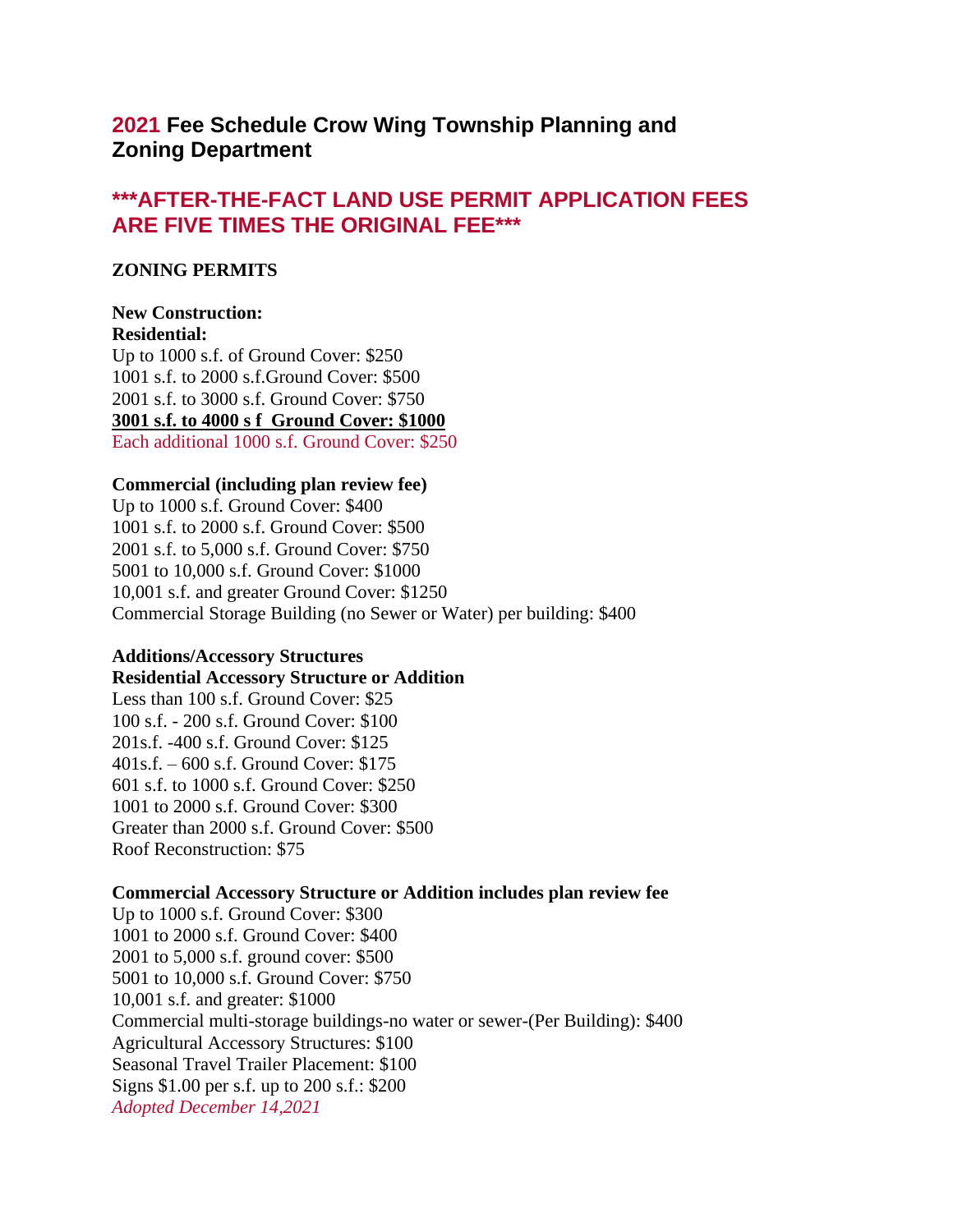# 2021 Fee Schedule Crow Wing Township Planning and Zoning Department

## ***AFTER-THE-FACT LAND USE PERMIT APPLICATION FEES ARE FIVE TIMES THE ORIGINAL FEE***

**ZONING PERMITS**

**New Construction:**
**Residential:**
Up to 1000 s.f. of Ground Cover: $250
1001 s.f. to 2000 s.f.Ground Cover: $500
2001 s.f. to 3000 s.f. Ground Cover: $750
**3001 s.f. to 4000 s f Ground Cover: $1000**
Each additional 1000 s.f. Ground Cover: $250

**Commercial (including plan review fee)**
Up to 1000 s.f. Ground Cover: $400
1001 s.f. to 2000 s.f. Ground Cover: $500
2001 s.f. to 5,000 s.f. Ground Cover: $750
5001 to 10,000 s.f. Ground Cover: $1000
10,001 s.f. and greater Ground Cover: $1250
Commercial Storage Building (no Sewer or Water) per building: $400

**Additions/Accessory Structures**
**Residential Accessory Structure or Addition**
Less than 100 s.f. Ground Cover: $25
100 s.f. - 200 s.f. Ground Cover: $100
201s.f. -400 s.f. Ground Cover: $125
401s.f. – 600 s.f. Ground Cover: $175
601 s.f. to 1000 s.f. Ground Cover: $250
1001 to 2000 s.f. Ground Cover: $300
Greater than 2000 s.f. Ground Cover: $500
Roof Reconstruction: $75

**Commercial Accessory Structure or Addition includes plan review fee**
Up to 1000 s.f. Ground Cover: $300
1001 to 2000 s.f. Ground Cover: $400
2001 to 5,000 s.f. ground cover: $500
5001 to 10,000 s.f. Ground Cover: $750
10,001 s.f. and greater: $1000
Commercial multi-storage buildings-no water or sewer-(Per Building): $400
Agricultural Accessory Structures: $100
Seasonal Travel Trailer Placement: $100
Signs $1.00 per s.f. up to 200 s.f.: $200
*Adopted December 14,2021*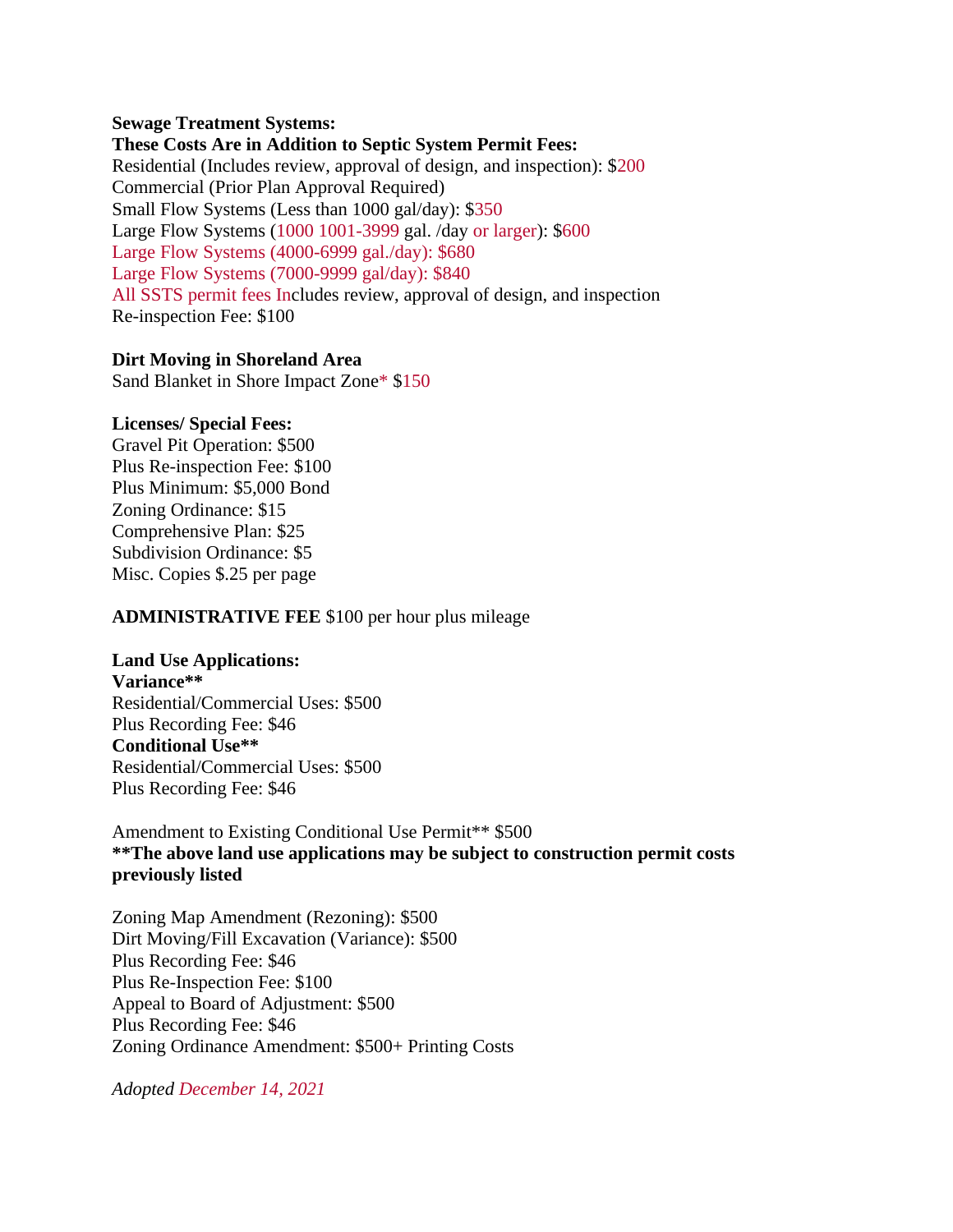**Sewage Treatment Systems:**
**These Costs Are in Addition to Septic System Permit Fees:**
Residential (Includes review, approval of design, and inspection): $200
Commercial (Prior Plan Approval Required)
Small Flow Systems (Less than 1000 gal/day): $350
Large Flow Systems (1000 1001-3999 gal. /day or larger): $600
Large Flow Systems (4000-6999 gal./day): $680
Large Flow Systems (7000-9999 gal/day): $840
All SSTS permit fees Includes review, approval of design, and inspection
Re-inspection Fee: $100

**Dirt Moving in Shoreland Area**
Sand Blanket in Shore Impact Zone* $150

**Licenses/ Special Fees:**
Gravel Pit Operation: $500
Plus Re-inspection Fee: $100
Plus Minimum: $5,000 Bond
Zoning Ordinance: $15
Comprehensive Plan: $25
Subdivision Ordinance: $5
Misc. Copies $.25 per page

**ADMINISTRATIVE FEE** $100 per hour plus mileage

**Land Use Applications:**
**Variance****
Residential/Commercial Uses: $500
Plus Recording Fee: $46
**Conditional Use****
Residential/Commercial Uses: $500
Plus Recording Fee: $46

Amendment to Existing Conditional Use Permit** $500
****The above land use applications may be subject to construction permit costs previously listed**

Zoning Map Amendment (Rezoning): $500
Dirt Moving/Fill Excavation (Variance): $500
Plus Recording Fee: $46
Plus Re-Inspection Fee: $100
Appeal to Board of Adjustment: $500
Plus Recording Fee: $46
Zoning Ordinance Amendment: $500+ Printing Costs

*Adopted December 14, 2021*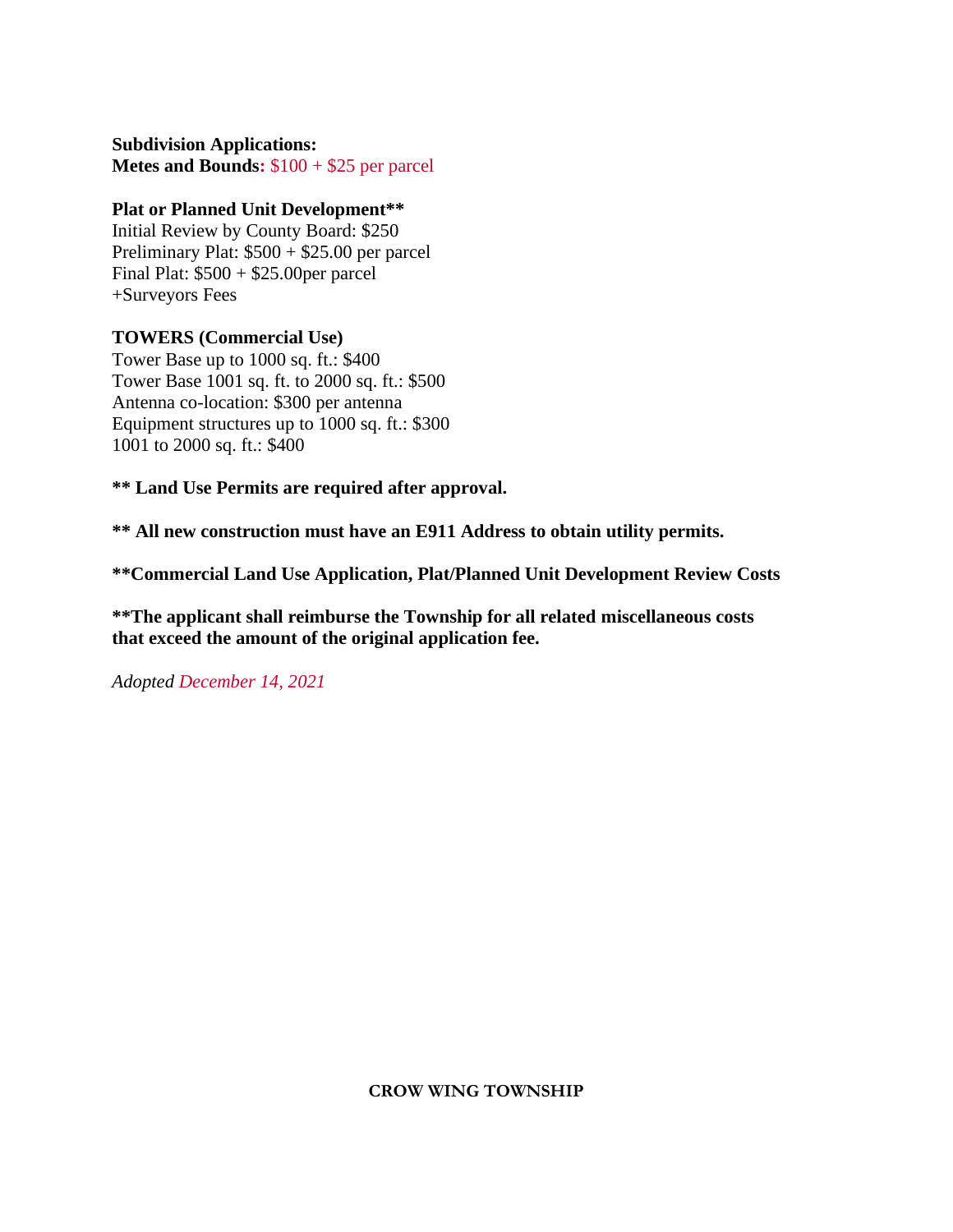**Subdivision Applications:**
**Metes and Bounds:** $100 + $25 per parcel

**Plat or Planned Unit Development****
Initial Review by County Board: $250
Preliminary Plat: $500 + $25.00 per parcel
Final Plat: $500 + $25.00per parcel
+Surveyors Fees

**TOWERS (Commercial Use)**
Tower Base up to 1000 sq. ft.: $400
Tower Base 1001 sq. ft. to 2000 sq. ft.: $500
Antenna co-location: $300 per antenna
Equipment structures up to 1000 sq. ft.: $300
1001 to 2000 sq. ft.: $400

**** Land Use Permits are required after approval.**

**** All new construction must have an E911 Address to obtain utility permits.**

****Commercial Land Use Application, Plat/Planned Unit Development Review Costs**

****The applicant shall reimburse the Township for all related miscellaneous costs that exceed the amount of the original application fee.**

*Adopted December 14, 2021*

**CROW WING TOWNSHIP**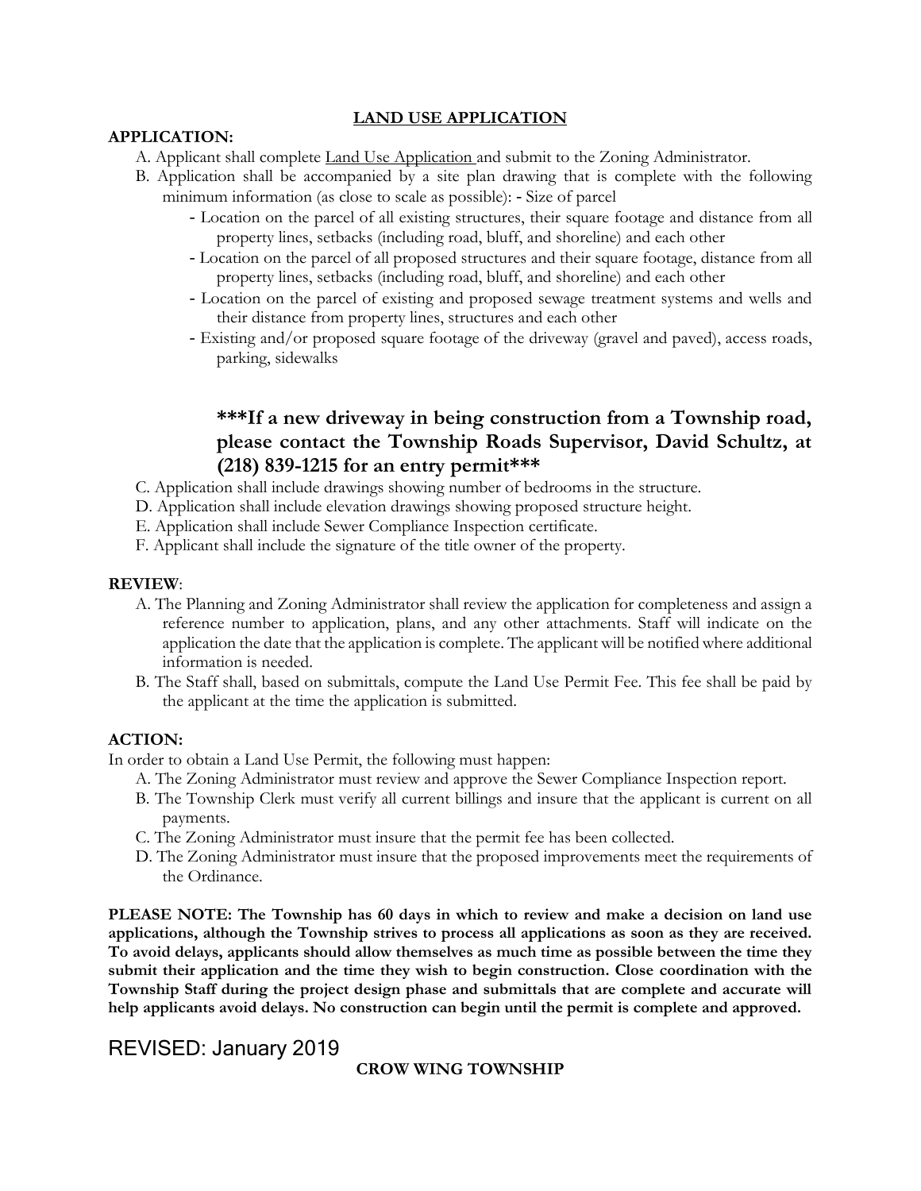# LAND USE APPLICATION

**APPLICATION:**

A. Applicant shall complete Land Use Application and submit to the Zoning Administrator.

B. Application shall be accompanied by a site plan drawing that is complete with the following minimum information (as close to scale as possible): - Size of parcel

- Location on the parcel of all existing structures, their square footage and distance from all property lines, setbacks (including road, bluff, and shoreline) and each other
- Location on the parcel of all proposed structures and their square footage, distance from all property lines, setbacks (including road, bluff, and shoreline) and each other
- Location on the parcel of existing and proposed sewage treatment systems and wells and their distance from property lines, structures and each other
- Existing and/or proposed square footage of the driveway (gravel and paved), access roads, parking, sidewalks

**\*\*\*If a new driveway in being construction from a Township road, please contact the Township Roads Supervisor, David Schultz, at (218) 839-1215 for an entry permit\*\*\***

C. Application shall include drawings showing number of bedrooms in the structure.

D. Application shall include elevation drawings showing proposed structure height.

E. Application shall include Sewer Compliance Inspection certificate.

F. Applicant shall include the signature of the title owner of the property.

**REVIEW**:

A. The Planning and Zoning Administrator shall review the application for completeness and assign a reference number to application, plans, and any other attachments. Staff will indicate on the application the date that the application is complete. The applicant will be notified where additional information is needed.

B. The Staff shall, based on submittals, compute the Land Use Permit Fee. This fee shall be paid by the applicant at the time the application is submitted.

**ACTION:**

In order to obtain a Land Use Permit, the following must happen:

A. The Zoning Administrator must review and approve the Sewer Compliance Inspection report.

B. The Township Clerk must verify all current billings and insure that the applicant is current on all payments.

C. The Zoning Administrator must insure that the permit fee has been collected.

D. The Zoning Administrator must insure that the proposed improvements meet the requirements of the Ordinance.

**PLEASE NOTE: The Township has 60 days in which to review and make a decision on land use applications, although the Township strives to process all applications as soon as they are received. To avoid delays, applicants should allow themselves as much time as possible between the time they submit their application and the time they wish to begin construction. Close coordination with the Township Staff during the project design phase and submittals that are complete and accurate will help applicants avoid delays. No construction can begin until the permit is complete and approved.**

REVISED: January 2019

**CROW WING TOWNSHIP**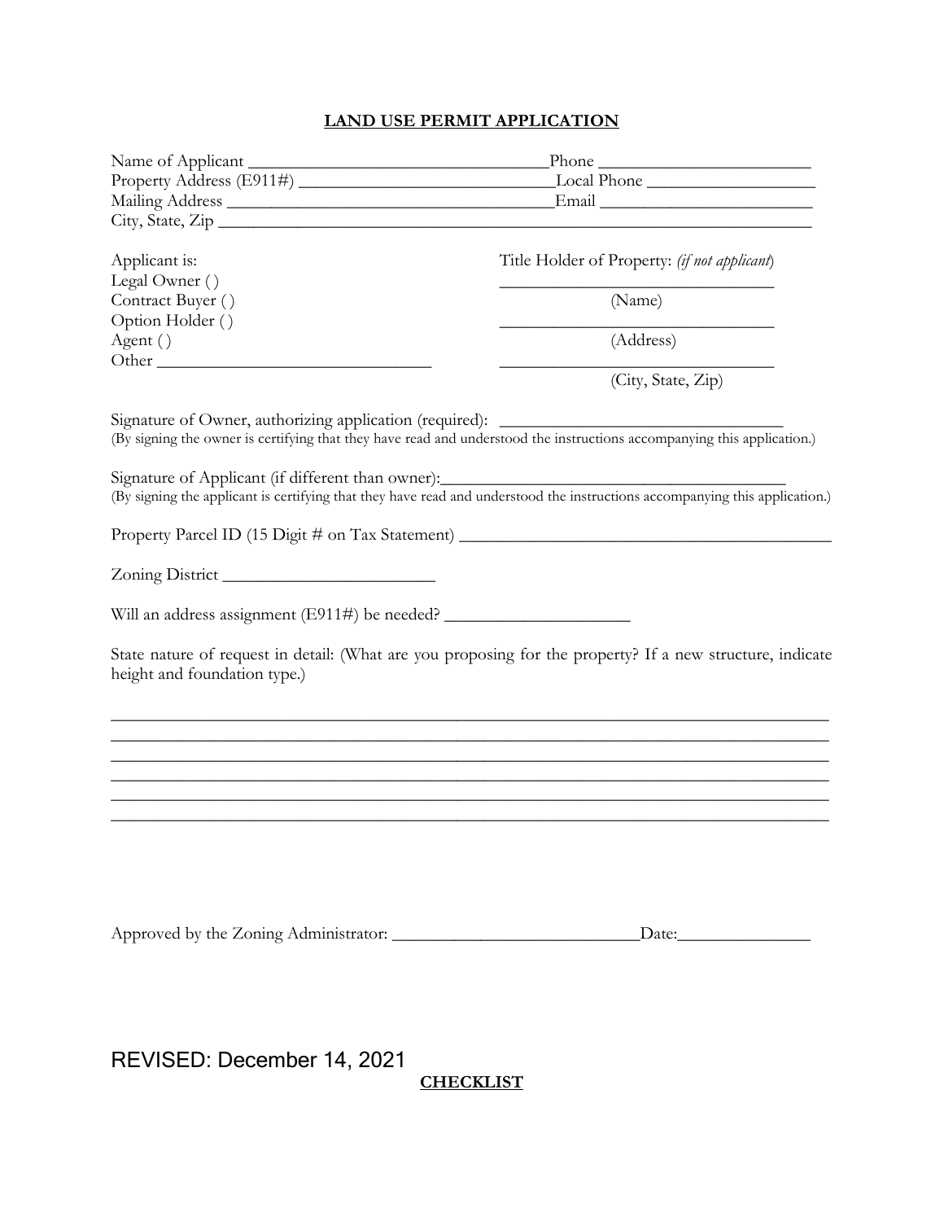# LAND USE PERMIT APPLICATION

Name of Applicant ___________________________________Phone _________________________

Property Address (E911#) ______________________________Local Phone ___________________

Mailing Address ______________________________________Email _________________________

City, State, Zip ____________________________________________________________________________

Applicant is:
Legal Owner ( )
Contract Buyer ( )
Option Holder ( )
Agent ( )
Other ________________________________

Title Holder of Property: *(if not applicant)*

________________________________
(Name)

________________________________
(Address)

________________________________
(City, State, Zip)

Signature of Owner, authorizing application (required): _________________________________
(By signing the owner is certifying that they have read and understood the instructions accompanying this application.)

Signature of Applicant (if different than owner):_________________________________________
(By signing the applicant is certifying that they have read and understood the instructions accompanying this application.)

Property Parcel ID (15 Digit # on Tax Statement) ____________________________________________

Zoning District ________________________

Will an address assignment (E911#) be needed? _____________________

State nature of request in detail: (What are you proposing for the property? If a new structure, indicate height and foundation type.)

________________________________________________________________________________
________________________________________________________________________________
________________________________________________________________________________
________________________________________________________________________________
________________________________________________________________________________
________________________________________________________________________________

Approved by the Zoning Administrator: ____________________________Date:_______________

REVISED: December 14, 2021

**CHECKLIST**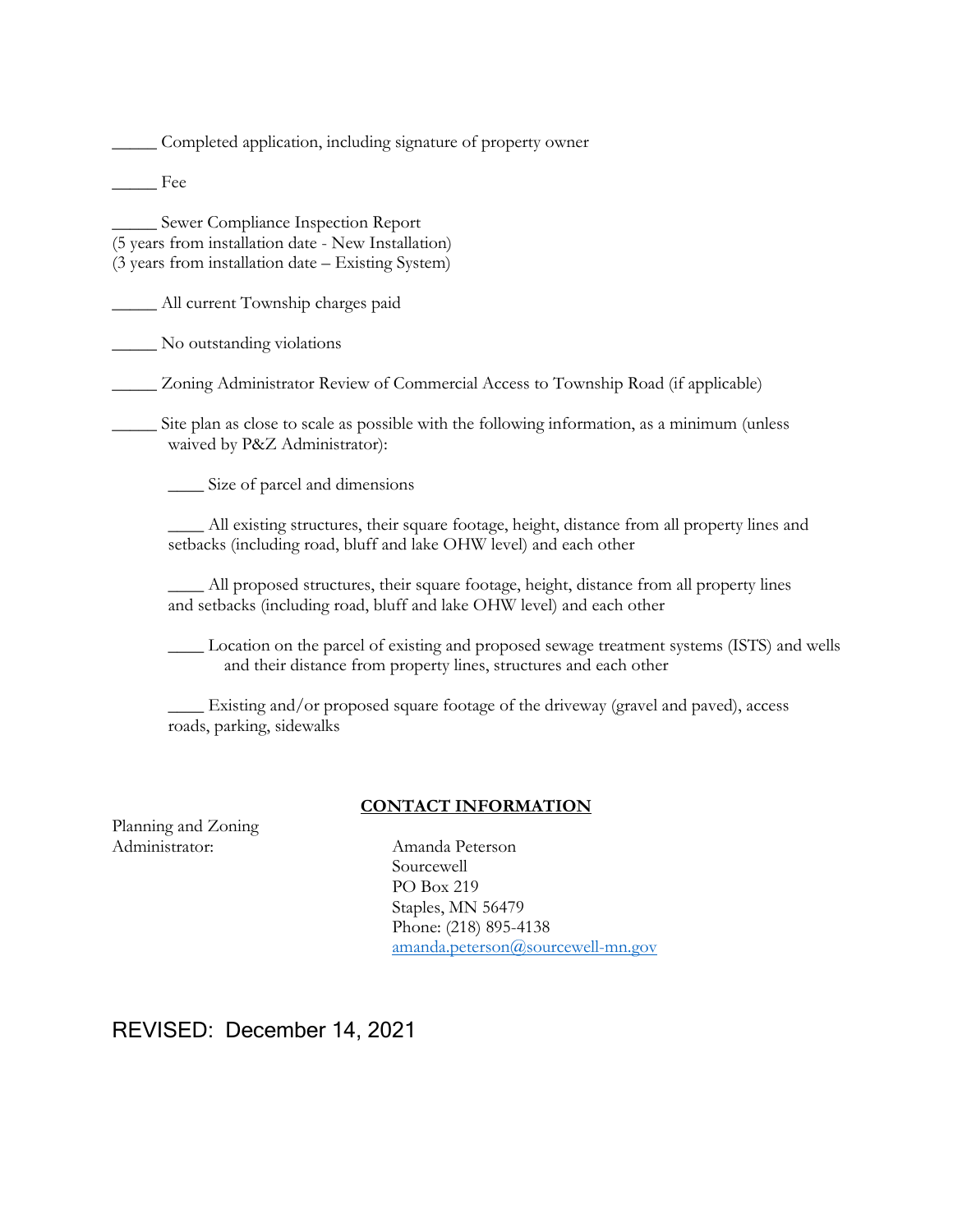_____ Completed application, including signature of property owner

_____ Fee

_____ Sewer Compliance Inspection Report
(5 years from installation date - New Installation)
(3 years from installation date – Existing System)

_____ All current Township charges paid

_____ No outstanding violations

_____ Zoning Administrator Review of Commercial Access to Township Road (if applicable)

_____ Site plan as close to scale as possible with the following information, as a minimum (unless waived by P&Z Administrator):

____ Size of parcel and dimensions

____ All existing structures, their square footage, height, distance from all property lines and setbacks (including road, bluff and lake OHW level) and each other

____ All proposed structures, their square footage, height, distance from all property lines and setbacks (including road, bluff and lake OHW level) and each other

____ Location on the parcel of existing and proposed sewage treatment systems (ISTS) and wells and their distance from property lines, structures and each other

____ Existing and/or proposed square footage of the driveway (gravel and paved), access roads, parking, sidewalks

## CONTACT INFORMATION

Planning and Zoning Administrator:

Amanda Peterson
Sourcewell
PO Box 219
Staples, MN 56479
Phone: (218) 895-4138
amanda.peterson@sourcewell-mn.gov

REVISED: December 14, 2021